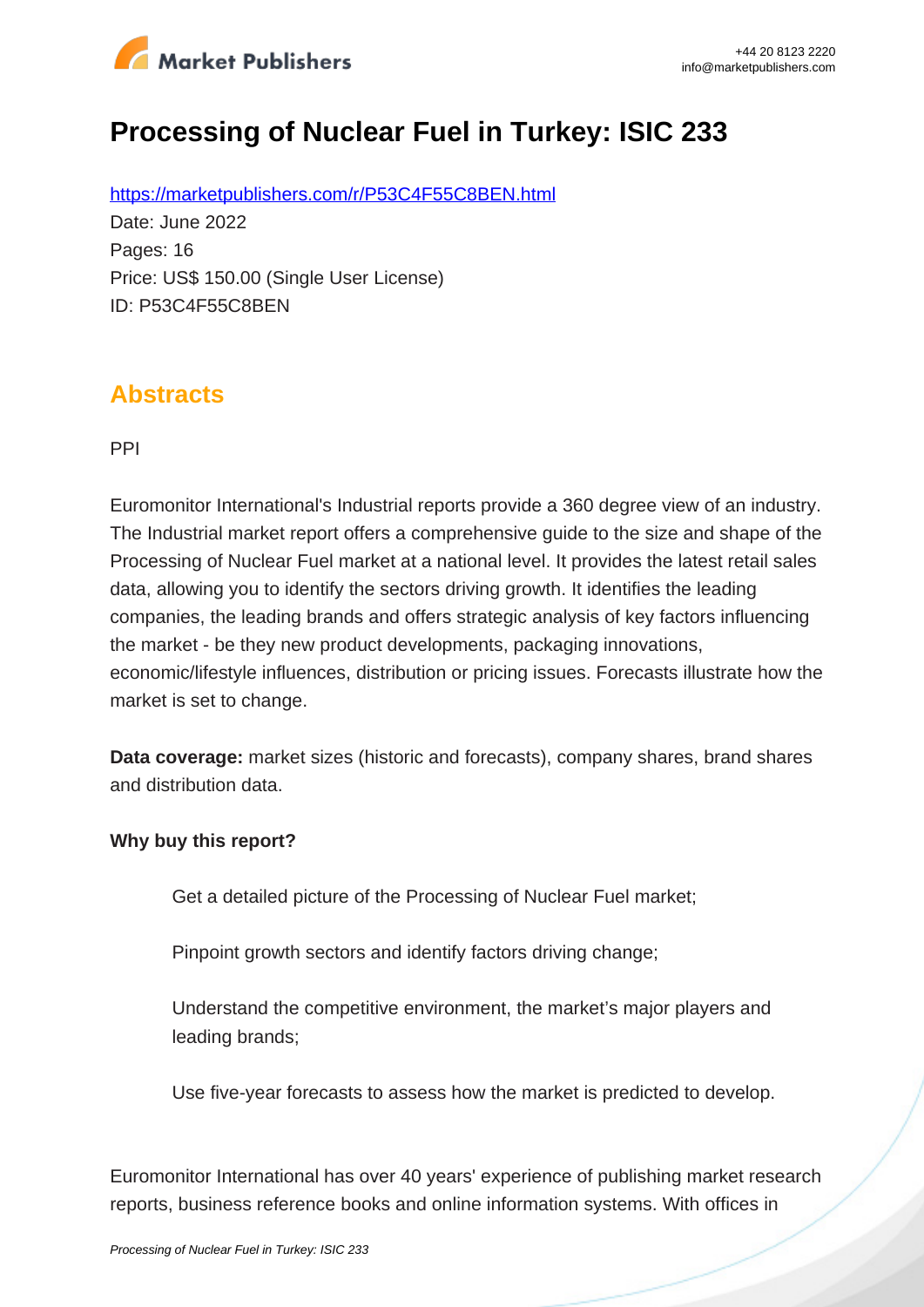# Processing of Nuclear Fuel in Turkey: ISIC 233

https://marketpublishers.com/r/P53C4F55C8BEN.html

Date: June 2022

Pages: 16

Price: US$ 150.00 (Single User License)

ID: P53C4F55C8BEN

## Abstracts

PPI

Euromonitor International's Industrial reports provide a 360 degree view of an industry. The Industrial market report offers a comprehensive guide to the size and shape of the Processing of Nuclear Fuel market at a national level. It provides the latest retail sales data, allowing you to identify the sectors driving growth. It identifies the leading companies, the leading brands and offers strategic analysis of key factors influencing the market - be they new product developments, packaging innovations, economic/lifestyle influences, distribution or pricing issues. Forecasts illustrate how the market is set to change.

**Data coverage:** market sizes (historic and forecasts), company shares, brand shares and distribution data.

**Why buy this report?**

- Get a detailed picture of the Processing of Nuclear Fuel market;
- Pinpoint growth sectors and identify factors driving change;
- Understand the competitive environment, the market's major players and leading brands;
- Use five-year forecasts to assess how the market is predicted to develop.

Euromonitor International has over 40 years' experience of publishing market research reports, business reference books and online information systems. With offices in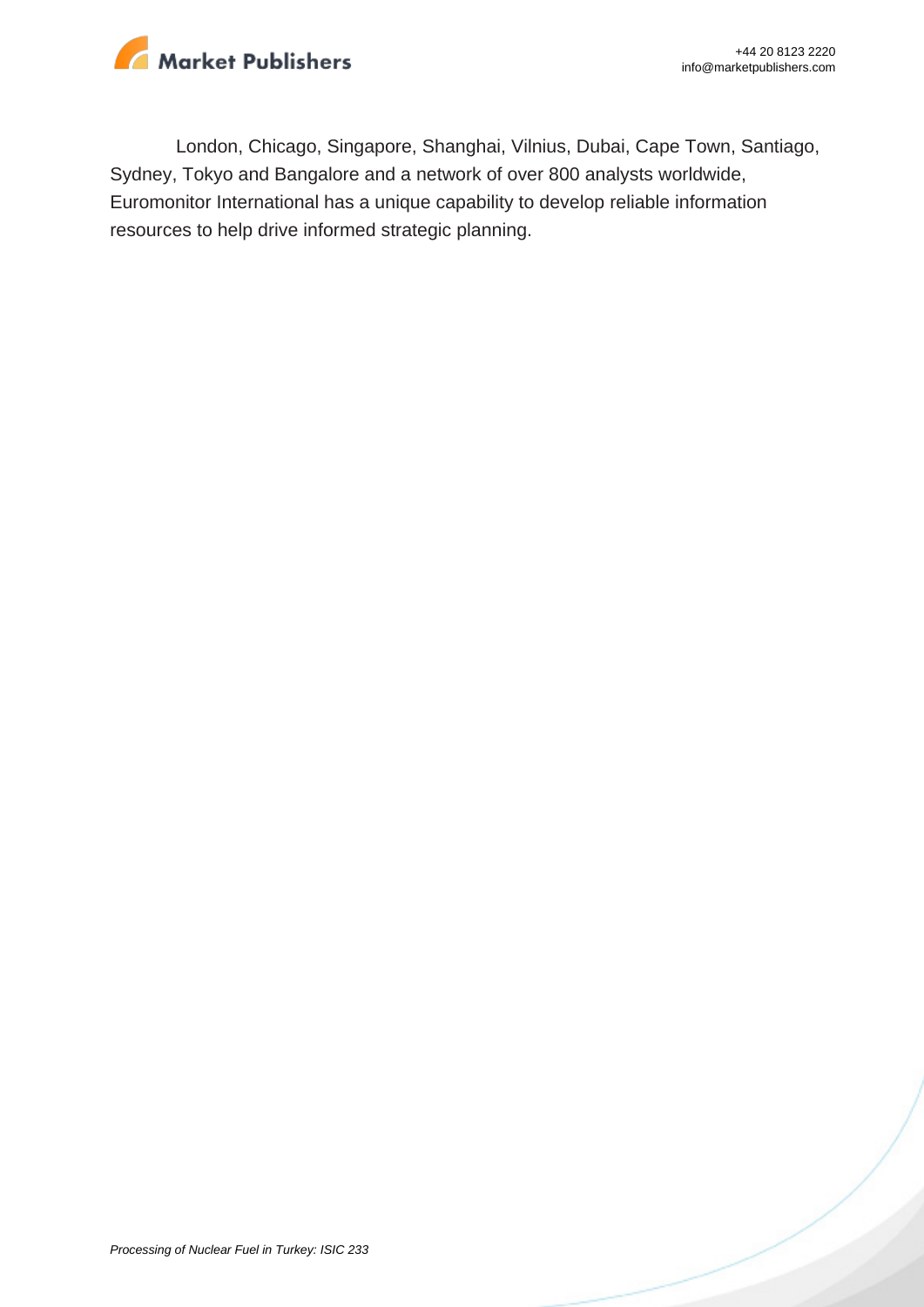London, Chicago, Singapore, Shanghai, Vilnius, Dubai, Cape Town, Santiago, Sydney, Tokyo and Bangalore and a network of over 800 analysts worldwide, Euromonitor International has a unique capability to develop reliable information resources to help drive informed strategic planning.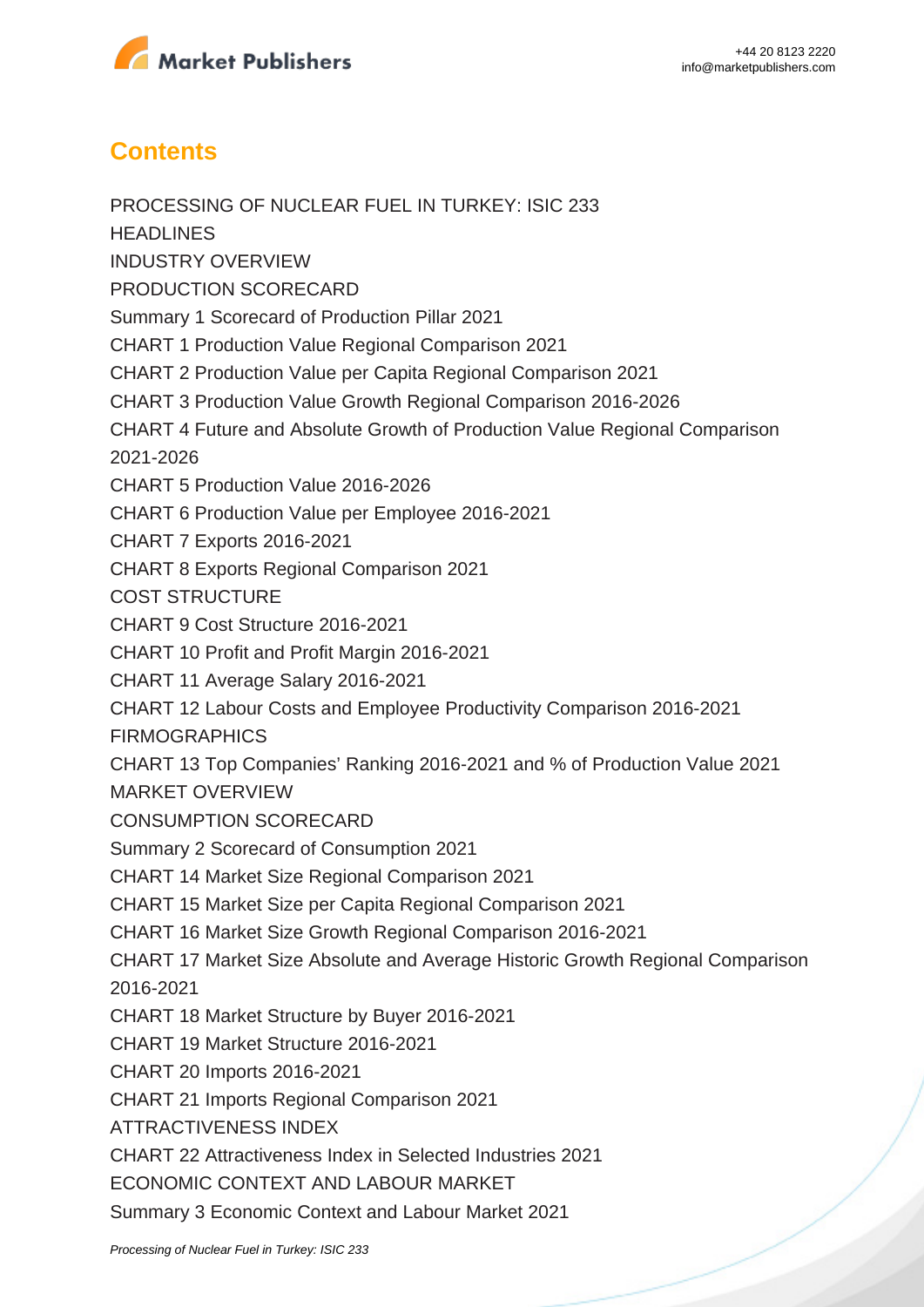## Contents

PROCESSING OF NUCLEAR FUEL IN TURKEY: ISIC 233

HEADLINES

INDUSTRY OVERVIEW

PRODUCTION SCORECARD

Summary 1 Scorecard of Production Pillar 2021

CHART 1 Production Value Regional Comparison 2021

CHART 2 Production Value per Capita Regional Comparison 2021

CHART 3 Production Value Growth Regional Comparison 2016-2026

CHART 4 Future and Absolute Growth of Production Value Regional Comparison 2021-2026

CHART 5 Production Value 2016-2026

CHART 6 Production Value per Employee 2016-2021

CHART 7 Exports 2016-2021

CHART 8 Exports Regional Comparison 2021

COST STRUCTURE

CHART 9 Cost Structure 2016-2021

CHART 10 Profit and Profit Margin 2016-2021

CHART 11 Average Salary 2016-2021

CHART 12 Labour Costs and Employee Productivity Comparison 2016-2021

FIRMOGRAPHICS

CHART 13 Top Companies' Ranking 2016-2021 and % of Production Value 2021

MARKET OVERVIEW

CONSUMPTION SCORECARD

Summary 2 Scorecard of Consumption 2021

CHART 14 Market Size Regional Comparison 2021

CHART 15 Market Size per Capita Regional Comparison 2021

CHART 16 Market Size Growth Regional Comparison 2016-2021

CHART 17 Market Size Absolute and Average Historic Growth Regional Comparison 2016-2021

CHART 18 Market Structure by Buyer 2016-2021

CHART 19 Market Structure 2016-2021

CHART 20 Imports 2016-2021

CHART 21 Imports Regional Comparison 2021

ATTRACTIVENESS INDEX

CHART 22 Attractiveness Index in Selected Industries 2021

ECONOMIC CONTEXT AND LABOUR MARKET

Summary 3 Economic Context and Labour Market 2021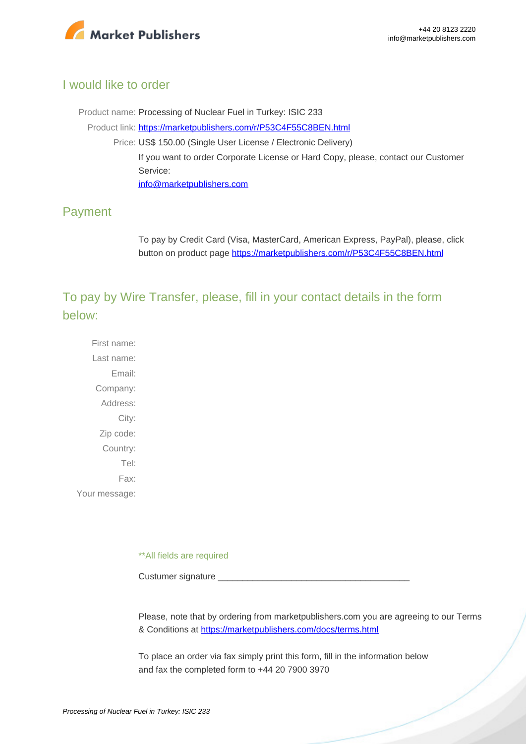## I would like to order

Product name: Processing of Nuclear Fuel in Turkey: ISIC 233

Product link: https://marketpublishers.com/r/P53C4F55C8BEN.html

Price: US$ 150.00 (Single User License / Electronic Delivery)

If you want to order Corporate License or Hard Copy, please, contact our Customer Service:

info@marketpublishers.com

## Payment

To pay by Credit Card (Visa, MasterCard, American Express, PayPal), please, click button on product page https://marketpublishers.com/r/P53C4F55C8BEN.html

## To pay by Wire Transfer, please, fill in your contact details in the form below:

First name:

Last name:

Email:

Company:

Address:

City:

Zip code:

Country:

Tel:

Fax:

Your message:

**All fields are required

Custumer signature _______________________________________

Please, note that by ordering from marketpublishers.com you are agreeing to our Terms & Conditions at https://marketpublishers.com/docs/terms.html

To place an order via fax simply print this form, fill in the information below and fax the completed form to +44 20 7900 3970